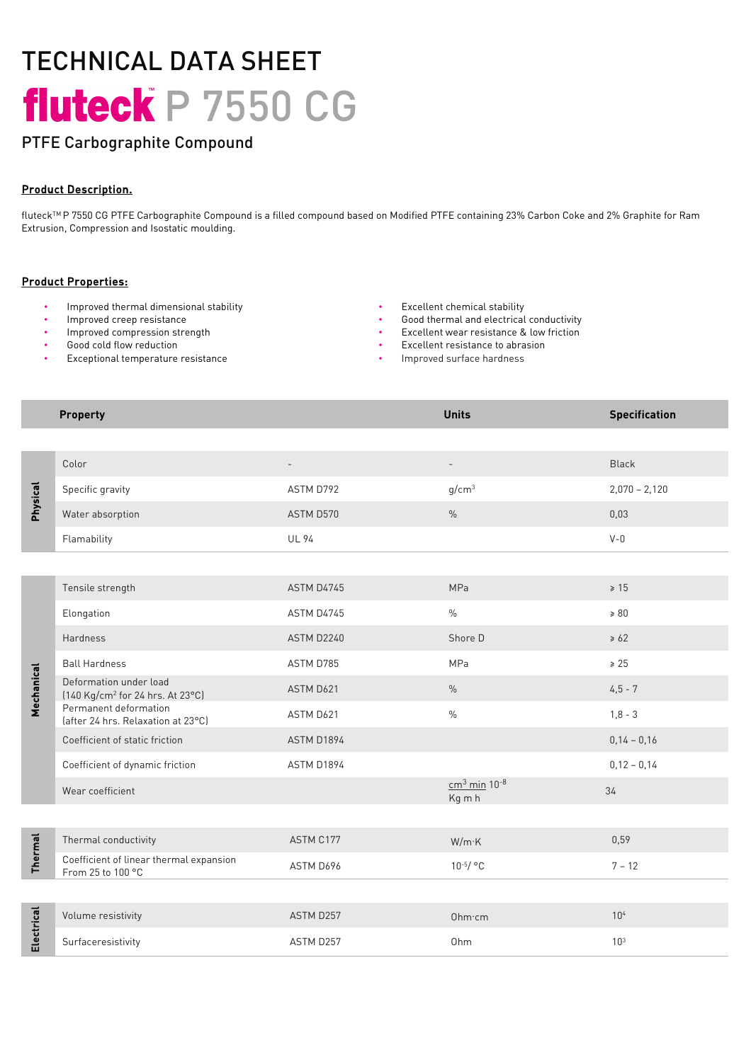# TECHNICAL DATA SHEET

# fluteck™ P 7550 CG

## PTFE Carbographite Compound

**Product Description.**

fluteck™ P 7550 CG PTFE Carbographite Compound is a filled compound based on Modified PTFE containing 23% Carbon Coke and 2% Graphite for Ram Extrusion, Compression and Isostatic moulding.

**Product Properties:**

- Improved thermal dimensional stability
- Improved creep resistance
- Improved compression strength
- Good cold flow reduction
- Exceptional temperature resistance
- Excellent chemical stability
- Good thermal and electrical conductivity
- Excellent wear resistance & low friction
- Excellent resistance to abrasion
- Improved surface hardness

| | Property | | Units | Specification |
|---|---|---|---|---|
| Physical | Color | - | - | Black |
| | Specific gravity | ASTM D792 | g/cm$^3$ | 2,070 – 2,120 |
| | Water absorption | ASTM D570 | % | 0,03 |
| | Flamability | UL 94 | | V-0 |
| Mechanical | Tensile strength | ASTM D4745 | MPa | ⩾ 15 |
| | Elongation | ASTM D4745 | % | ⩾ 80 |
| | Hardness | ASTM D2240 | Shore D | ⩾ 62 |
| | Ball Hardness | ASTM D785 | MPa | ⩾ 25 |
| | Deformation under load (140 Kg/cm$^2$ for 24 hrs. At 23°C) | ASTM D621 | % | 4,5 - 7 |
| | Permanent deformation (after 24 hrs. Relaxation at 23°C) | ASTM D621 | % | 1,8 - 3 |
| | Coefficient of static friction | ASTM D1894 | | 0,14 – 0,16 |
| | Coefficient of dynamic friction | ASTM D1894 | | 0,12 – 0,14 |
| | Wear coefficient | | $\frac{cm^3\ min}{Kg\ m\ h}$ $10^{-8}$ | 34 |
| Thermal | Thermal conductivity | ASTM C177 | W/m·K | 0,59 |
| | Coefficient of linear thermal expansion From 25 to 100 °C | ASTM D696 | $10^{-5}$/ °C | 7 – 12 |
| Electrical | Volume resistivity | ASTM D257 | Ohm·cm | $10^4$ |
| | Surfaceresistivity | ASTM D257 | Ohm | $10^3$ |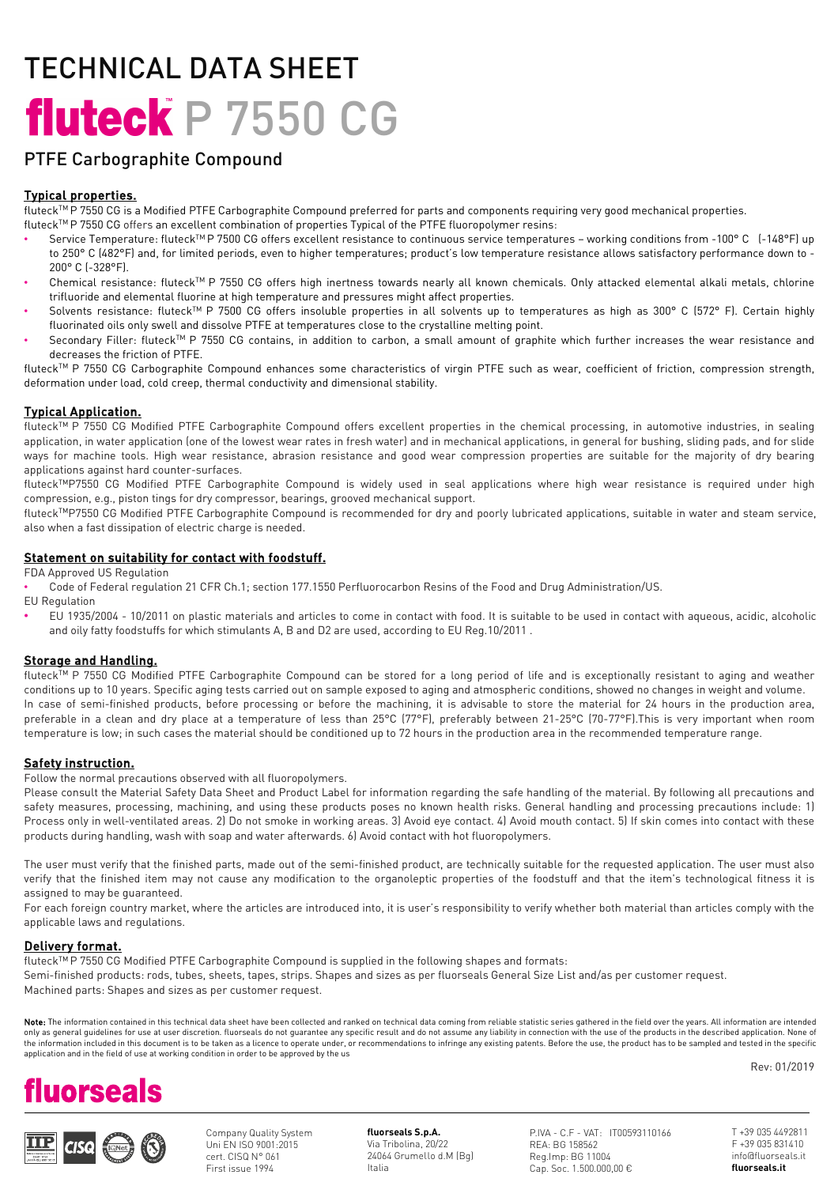# TECHNICAL DATA SHEET

# fluteck P 7550 CG

## PTFE Carbographite Compound

### Typical properties.

fluteck™ P 7550 CG is a Modified PTFE Carbographite Compound preferred for parts and components requiring very good mechanical properties.
fluteck™ P 7550 CG offers an excellent combination of properties Typical of the PTFE fluoropolymer resins:

- Service Temperature: fluteck™ P 7500 CG offers excellent resistance to continuous service temperatures – working conditions from -100° C (-148°F) up to 250° C (482°F) and, for limited periods, even to higher temperatures; product's low temperature resistance allows satisfactory performance down to -200° C (-328°F).
- Chemical resistance: fluteck™ P 7550 CG offers high inertness towards nearly all known chemicals. Only attacked elemental alkali metals, chlorine trifluoride and elemental fluorine at high temperature and pressures might affect properties.
- Solvents resistance: fluteck™ P 7500 CG offers insoluble properties in all solvents up to temperatures as high as 300° C (572° F). Certain highly fluorinated oils only swell and dissolve PTFE at temperatures close to the crystalline melting point.
- Secondary Filler: fluteck™ P 7550 CG contains, in addition to carbon, a small amount of graphite which further increases the wear resistance and decreases the friction of PTFE.

fluteck™ P 7550 CG Carbographite Compound enhances some characteristics of virgin PTFE such as wear, coefficient of friction, compression strength, deformation under load, cold creep, thermal conductivity and dimensional stability.

### Typical Application.

fluteck™ P 7550 CG Modified PTFE Carbographite Compound offers excellent properties in the chemical processing, in automotive industries, in sealing application, in water application (one of the lowest wear rates in fresh water) and in mechanical applications, in general for bushing, sliding pads, and for slide ways for machine tools. High wear resistance, abrasion resistance and good wear compression properties are suitable for the majority of dry bearing applications against hard counter-surfaces.

fluteck™P7550 CG Modified PTFE Carbographite Compound is widely used in seal applications where high wear resistance is required under high compression, e.g., piston tings for dry compressor, bearings, grooved mechanical support.

fluteck™P7550 CG Modified PTFE Carbographite Compound is recommended for dry and poorly lubricated applications, suitable in water and steam service, also when a fast dissipation of electric charge is needed.

### Statement on suitability for contact with foodstuff.

FDA Approved US Regulation

- Code of Federal regulation 21 CFR Ch.1; section 177.1550 Perfluorocarbon Resins of the Food and Drug Administration/US.

EU Regulation

- EU 1935/2004 - 10/2011 on plastic materials and articles to come in contact with food. It is suitable to be used in contact with aqueous, acidic, alcoholic and oily fatty foodstuffs for which stimulants A, B and D2 are used, according to EU Reg.10/2011 .

### Storage and Handling.

fluteck™ P 7550 CG Modified PTFE Carbographite Compound can be stored for a long period of life and is exceptionally resistant to aging and weather conditions up to 10 years. Specific aging tests carried out on sample exposed to aging and atmospheric conditions, showed no changes in weight and volume.
In case of semi-finished products, before processing or before the machining, it is advisable to store the material for 24 hours in the production area, preferable in a clean and dry place at a temperature of less than 25°C (77°F), preferably between 21-25°C (70-77°F).This is very important when room temperature is low; in such cases the material should be conditioned up to 72 hours in the production area in the recommended temperature range.

### Safety instruction.

Follow the normal precautions observed with all fluoropolymers.
Please consult the Material Safety Data Sheet and Product Label for information regarding the safe handling of the material. By following all precautions and safety measures, processing, machining, and using these products poses no known health risks. General handling and processing precautions include: 1) Process only in well-ventilated areas. 2) Do not smoke in working areas. 3) Avoid eye contact. 4) Avoid mouth contact. 5) If skin comes into contact with these products during handling, wash with soap and water afterwards. 6) Avoid contact with hot fluoropolymers.

The user must verify that the finished parts, made out of the semi-finished product, are technically suitable for the requested application. The user must also verify that the finished item may not cause any modification to the organoleptic properties of the foodstuff and that the item's technological fitness it is assigned to may be guaranteed.
For each foreign country market, where the articles are introduced into, it is user's responsibility to verify whether both material than articles comply with the applicable laws and regulations.

### Delivery format.

fluteck™ P 7550 CG Modified PTFE Carbographite Compound is supplied in the following shapes and formats:
Semi-finished products: rods, tubes, sheets, tapes, strips. Shapes and sizes as per fluorseals General Size List and/as per customer request.
Machined parts: Shapes and sizes as per customer request.

**Note:** The information contained in this technical data sheet have been collected and ranked on technical data coming from reliable statistic series gathered in the field over the years. All information are intended only as general guidelines for use at user discretion. fluorseals do not guarantee any specific result and do not assume any liability in connection with the use of the products in the described application. None of the information included in this document is to be taken as a licence to operate under, or recommendations to infringe any existing patents. Before the use, the product has to be sampled and tested in the specific application and in the field of use at working condition in order to be approved by the us

Rev: 01/2019

fluorseals

Company Quality System
Uni EN ISO 9001:2015
cert. CISQ N° 061
First issue 1994

**fluorseals S.p.A.**
Via Tribolina, 20/22
24064 Grumello d.M (Bg)
Italia

P.IVA - C.F - VAT: IT00593110166
REA: BG 158562
Reg.Imp: BG 11004
Cap. Soc. 1.500.000,00 €

T +39 035 4492811
F +39 035 831410
info@fluorseals.it
**fluorseals.it**